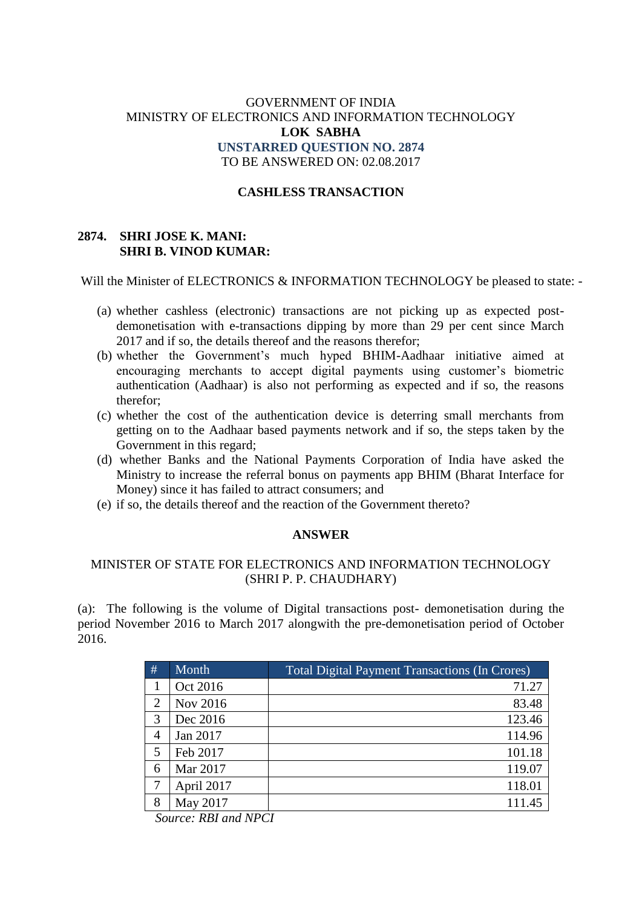GOVERNMENT OF INDIA
MINISTRY OF ELECTRONICS AND INFORMATION TECHNOLOGY
**LOK SABHA**
**UNSTARRED QUESTION NO. 2874**
TO BE ANSWERED ON: 02.08.2017

**CASHLESS TRANSACTION**

**2874. SHRI JOSE K. MANI:**
**SHRI B. VINOD KUMAR:**

Will the Minister of ELECTRONICS & INFORMATION TECHNOLOGY be pleased to state: -

(a) whether cashless (electronic) transactions are not picking up as expected post-demonetisation with e-transactions dipping by more than 29 per cent since March 2017 and if so, the details thereof and the reasons therefor;

(b) whether the Government's much hyped BHIM-Aadhaar initiative aimed at encouraging merchants to accept digital payments using customer's biometric authentication (Aadhaar) is also not performing as expected and if so, the reasons therefor;

(c) whether the cost of the authentication device is deterring small merchants from getting on to the Aadhaar based payments network and if so, the steps taken by the Government in this regard;

(d) whether Banks and the National Payments Corporation of India have asked the Ministry to increase the referral bonus on payments app BHIM (Bharat Interface for Money) since it has failed to attract consumers; and

(e) if so, the details thereof and the reaction of the Government thereto?

**ANSWER**

MINISTER OF STATE FOR ELECTRONICS AND INFORMATION TECHNOLOGY
(SHRI P. P. CHAUDHARY)

(a): The following is the volume of Digital transactions post- demonetisation during the period November 2016 to March 2017 alongwith the pre-demonetisation period of October 2016.

| # | Month | Total Digital Payment Transactions (In Crores) |
|---|---|---:|
| 1 | Oct 2016 | 71.27 |
| 2 | Nov 2016 | 83.48 |
| 3 | Dec 2016 | 123.46 |
| 4 | Jan 2017 | 114.96 |
| 5 | Feb 2017 | 101.18 |
| 6 | Mar 2017 | 119.07 |
| 7 | April 2017 | 118.01 |
| 8 | May 2017 | 111.45 |

*Source: RBI and NPCI*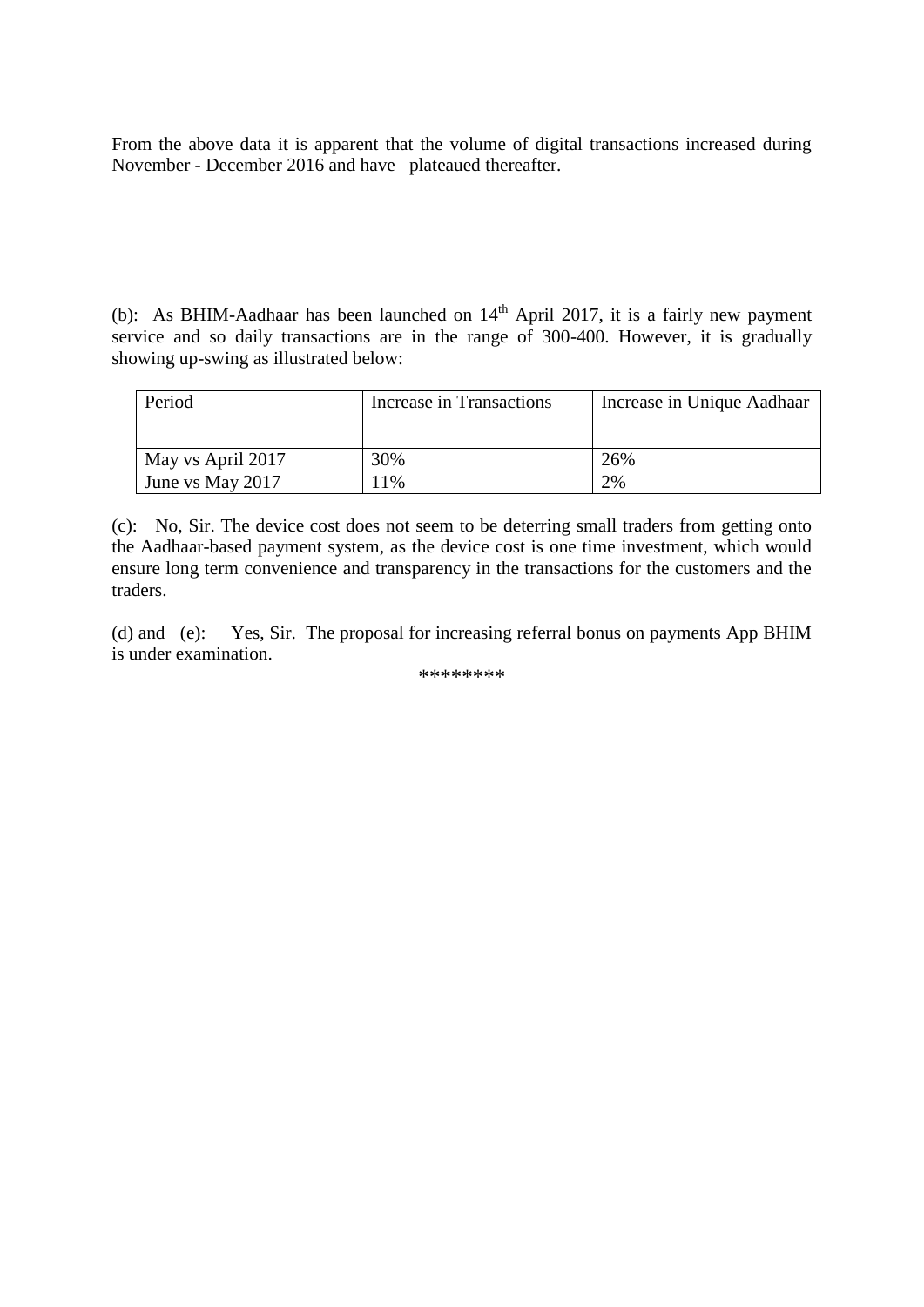From the above data it is apparent that the volume of digital transactions increased during November - December 2016 and have plateaued thereafter.

(b): As BHIM-Aadhaar has been launched on 14th April 2017, it is a fairly new payment service and so daily transactions are in the range of 300-400. However, it is gradually showing up-swing as illustrated below:

| Period | Increase in Transactions | Increase in Unique Aadhaar |
|---|---|---|
| May vs April 2017 | 30% | 26% |
| June vs May 2017 | 11% | 2% |

(c): No, Sir. The device cost does not seem to be deterring small traders from getting onto the Aadhaar-based payment system, as the device cost is one time investment, which would ensure long term convenience and transparency in the transactions for the customers and the traders.

(d) and (e): Yes, Sir. The proposal for increasing referral bonus on payments App BHIM is under examination.

********